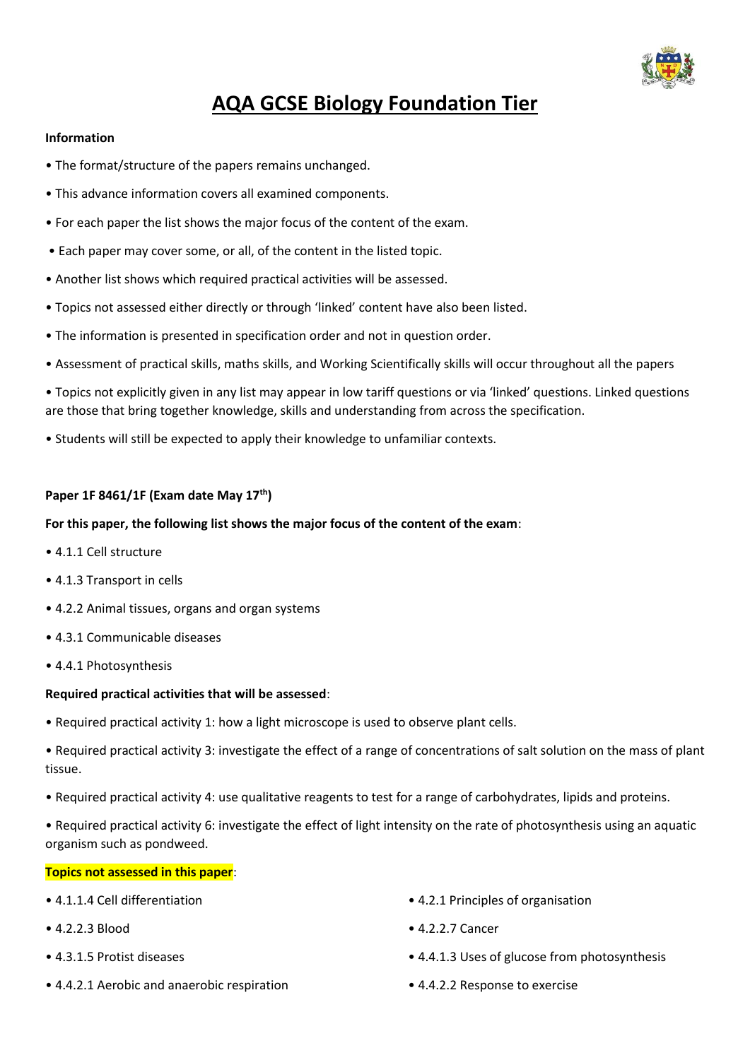# AQA GCSE Biology Foundation Tier

**Information**

- The format/structure of the papers remains unchanged.
- This advance information covers all examined components.
- For each paper the list shows the major focus of the content of the exam.
- Each paper may cover some, or all, of the content in the listed topic.
- Another list shows which required practical activities will be assessed.
- Topics not assessed either directly or through 'linked' content have also been listed.
- The information is presented in specification order and not in question order.
- Assessment of practical skills, maths skills, and Working Scientifically skills will occur throughout all the papers
- Topics not explicitly given in any list may appear in low tariff questions or via 'linked' questions. Linked questions are those that bring together knowledge, skills and understanding from across the specification.
- Students will still be expected to apply their knowledge to unfamiliar contexts.

**Paper 1F 8461/1F (Exam date May 17th)**

**For this paper, the following list shows the major focus of the content of the exam**:

- 4.1.1 Cell structure
- 4.1.3 Transport in cells
- 4.2.2 Animal tissues, organs and organ systems
- 4.3.1 Communicable diseases
- 4.4.1 Photosynthesis

**Required practical activities that will be assessed**:

- Required practical activity 1: how a light microscope is used to observe plant cells.
- Required practical activity 3: investigate the effect of a range of concentrations of salt solution on the mass of plant tissue.
- Required practical activity 4: use qualitative reagents to test for a range of carbohydrates, lipids and proteins.
- Required practical activity 6: investigate the effect of light intensity on the rate of photosynthesis using an aquatic organism such as pondweed.

**Topics not assessed in this paper**:

- 4.1.1.4 Cell differentiation
- 4.2.2.3 Blood
- 4.3.1.5 Protist diseases
- 4.4.2.1 Aerobic and anaerobic respiration
- 4.2.1 Principles of organisation
- 4.2.2.7 Cancer
- 4.4.1.3 Uses of glucose from photosynthesis
- 4.4.2.2 Response to exercise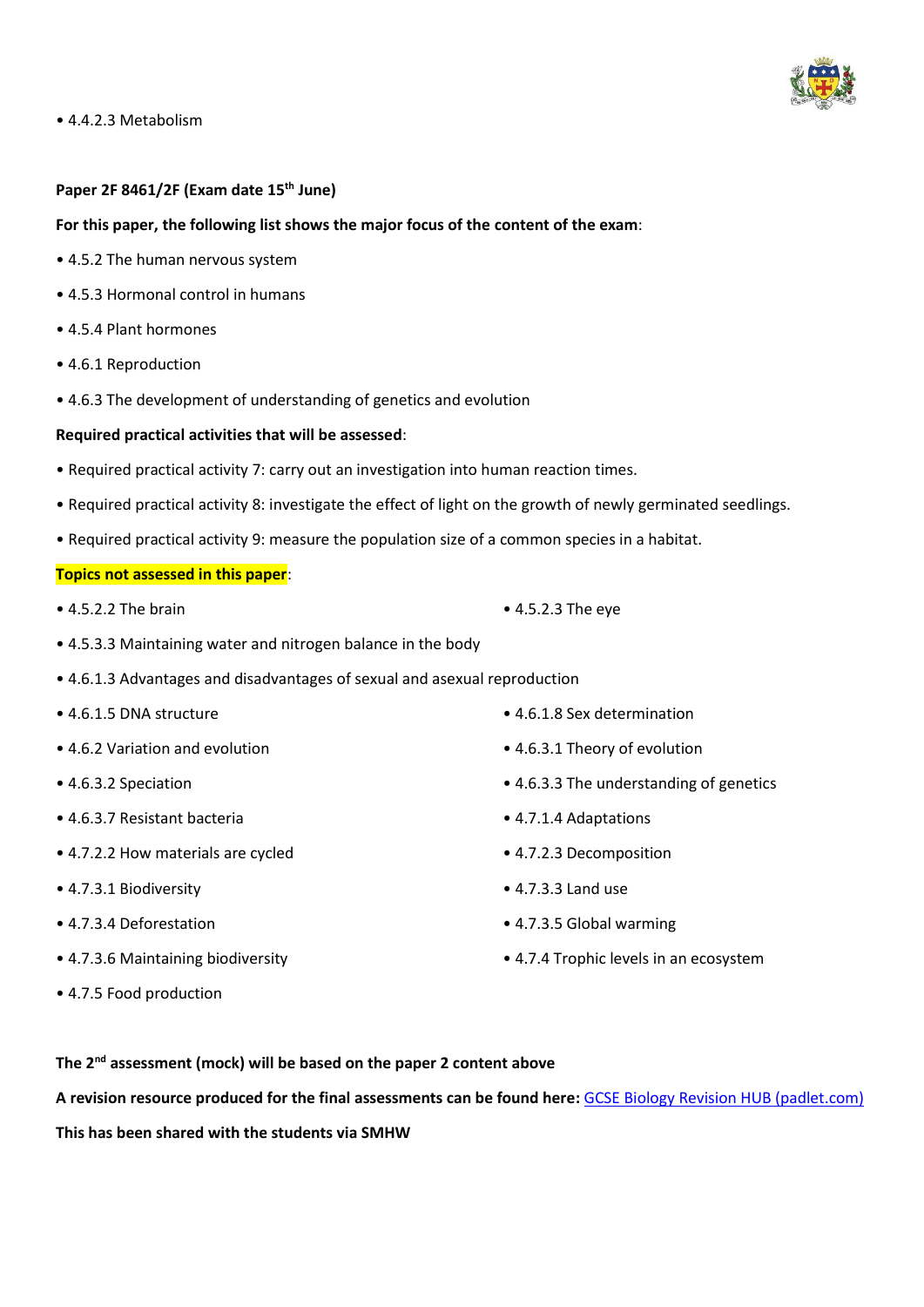- 4.4.2.3 Metabolism

**Paper 2F 8461/2F (Exam date 15th June)**

**For this paper, the following list shows the major focus of the content of the exam**:

- 4.5.2 The human nervous system
- 4.5.3 Hormonal control in humans
- 4.5.4 Plant hormones
- 4.6.1 Reproduction
- 4.6.3 The development of understanding of genetics and evolution

**Required practical activities that will be assessed**:

- Required practical activity 7: carry out an investigation into human reaction times.
- Required practical activity 8: investigate the effect of light on the growth of newly germinated seedlings.
- Required practical activity 9: measure the population size of a common species in a habitat.

**Topics not assessed in this paper**:

- 4.5.2.2 The brain
- 4.5.2.3 The eye
- 4.5.3.3 Maintaining water and nitrogen balance in the body
- 4.6.1.3 Advantages and disadvantages of sexual and asexual reproduction
- 4.6.1.5 DNA structure
- 4.6.1.8 Sex determination
- 4.6.2 Variation and evolution
- 4.6.3.1 Theory of evolution
- 4.6.3.2 Speciation
- 4.6.3.3 The understanding of genetics
- 4.6.3.7 Resistant bacteria
- 4.7.1.4 Adaptations
- 4.7.2.2 How materials are cycled
- 4.7.2.3 Decomposition
- 4.7.3.1 Biodiversity
- 4.7.3.3 Land use
- 4.7.3.4 Deforestation
- 4.7.3.5 Global warming
- 4.7.3.6 Maintaining biodiversity
- 4.7.4 Trophic levels in an ecosystem
- 4.7.5 Food production

**The 2nd assessment (mock) will be based on the paper 2 content above**

**A revision resource produced for the final assessments can be found here:** [GCSE Biology Revision HUB (padlet.com)]

**This has been shared with the students via SMHW**